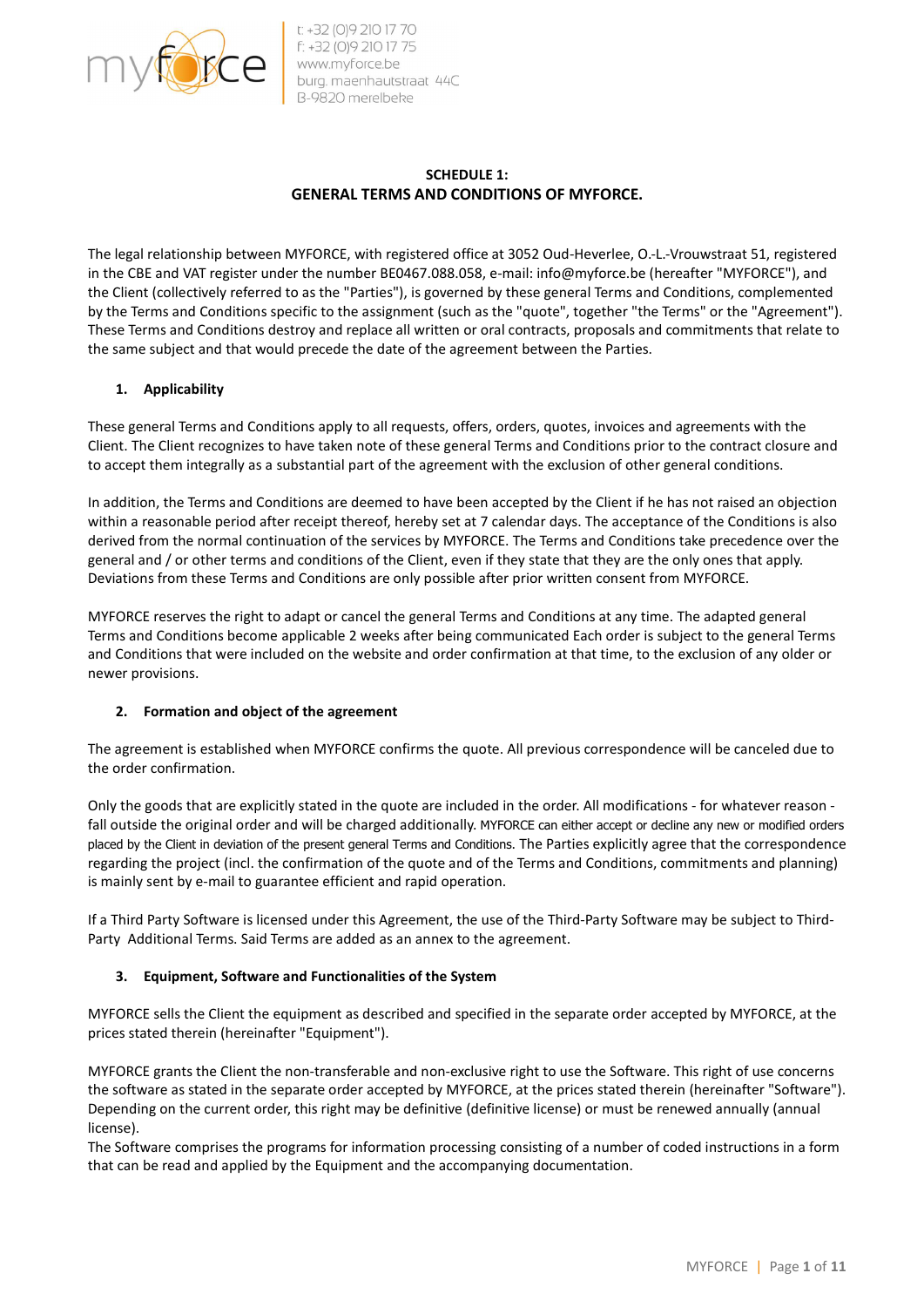t: +32 (0)9 210 17 70
f: +32 (0)9 210 17 75
www.myforce.be
burg. maenhautstraat 44C
B-9820 merelbeke

## SCHEDULE 1:
## GENERAL TERMS AND CONDITIONS OF MYFORCE.

The legal relationship between MYFORCE, with registered office at 3052 Oud-Heverlee, O.-L.-Vrouwstraat 51, registered in the CBE and VAT register under the number BE0467.088.058, e-mail: info@myforce.be (hereafter "MYFORCE"), and the Client (collectively referred to as the "Parties"), is governed by these general Terms and Conditions, complemented by the Terms and Conditions specific to the assignment (such as the "quote", together "the Terms" or the "Agreement"). These Terms and Conditions destroy and replace all written or oral contracts, proposals and commitments that relate to the same subject and that would precede the date of the agreement between the Parties.

### 1. Applicability

These general Terms and Conditions apply to all requests, offers, orders, quotes, invoices and agreements with the Client. The Client recognizes to have taken note of these general Terms and Conditions prior to the contract closure and to accept them integrally as a substantial part of the agreement with the exclusion of other general conditions.

In addition, the Terms and Conditions are deemed to have been accepted by the Client if he has not raised an objection within a reasonable period after receipt thereof, hereby set at 7 calendar days. The acceptance of the Conditions is also derived from the normal continuation of the services by MYFORCE. The Terms and Conditions take precedence over the general and / or other terms and conditions of the Client, even if they state that they are the only ones that apply. Deviations from these Terms and Conditions are only possible after prior written consent from MYFORCE.

MYFORCE reserves the right to adapt or cancel the general Terms and Conditions at any time. The adapted general Terms and Conditions become applicable 2 weeks after being communicated Each order is subject to the general Terms and Conditions that were included on the website and order confirmation at that time, to the exclusion of any older or newer provisions.

### 2. Formation and object of the agreement

The agreement is established when MYFORCE confirms the quote. All previous correspondence will be canceled due to the order confirmation.

Only the goods that are explicitly stated in the quote are included in the order. All modifications - for whatever reason - fall outside the original order and will be charged additionally. MYFORCE can either accept or decline any new or modified orders placed by the Client in deviation of the present general Terms and Conditions. The Parties explicitly agree that the correspondence regarding the project (incl. the confirmation of the quote and of the Terms and Conditions, commitments and planning) is mainly sent by e-mail to guarantee efficient and rapid operation.

If a Third Party Software is licensed under this Agreement, the use of the Third-Party Software may be subject to Third-Party Additional Terms. Said Terms are added as an annex to the agreement.

### 3. Equipment, Software and Functionalities of the System

MYFORCE sells the Client the equipment as described and specified in the separate order accepted by MYFORCE, at the prices stated therein (hereinafter "Equipment").

MYFORCE grants the Client the non-transferable and non-exclusive right to use the Software. This right of use concerns the software as stated in the separate order accepted by MYFORCE, at the prices stated therein (hereinafter "Software"). Depending on the current order, this right may be definitive (definitive license) or must be renewed annually (annual license).
The Software comprises the programs for information processing consisting of a number of coded instructions in a form that can be read and applied by the Equipment and the accompanying documentation.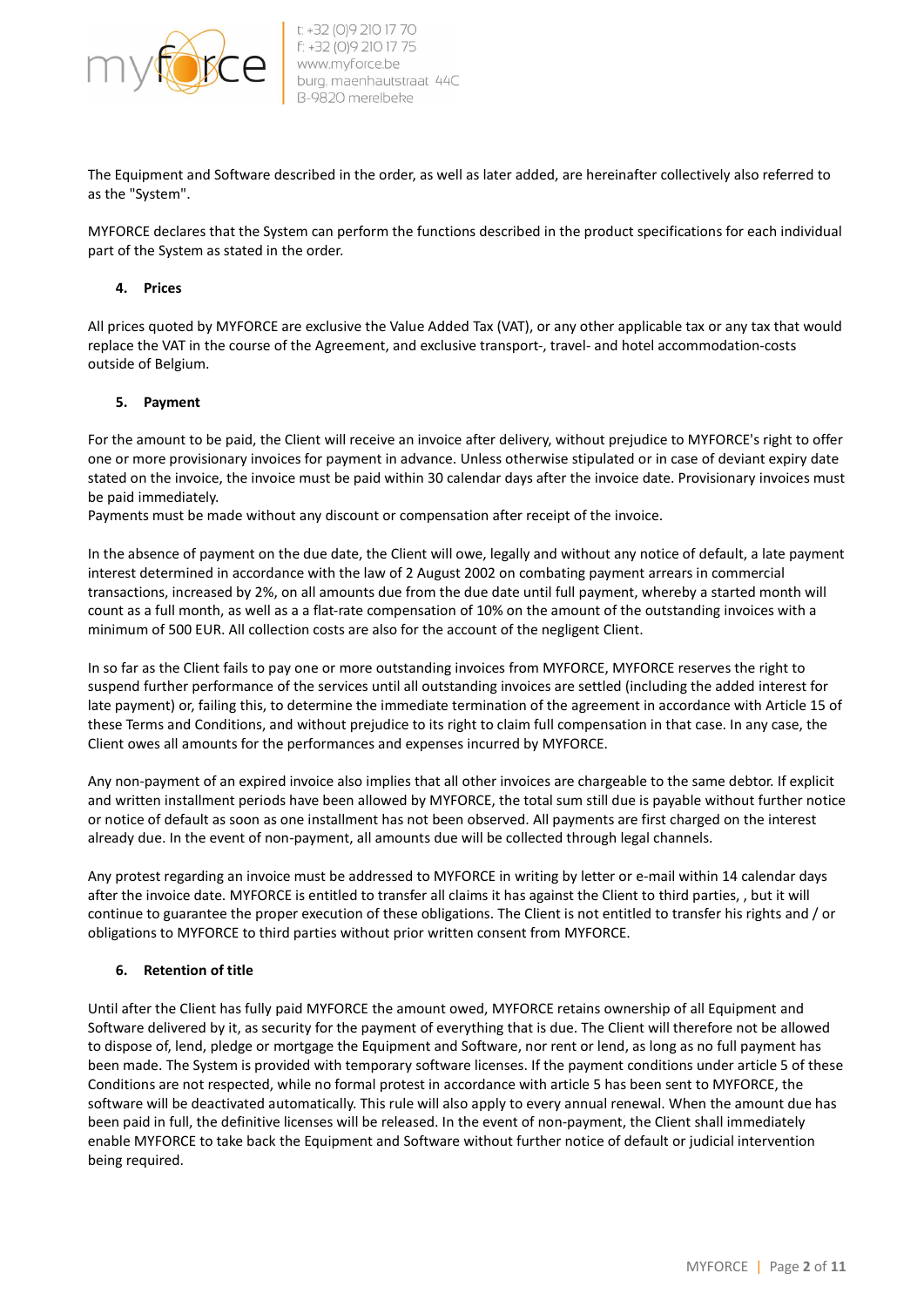The Equipment and Software described in the order, as well as later added, are hereinafter collectively also referred to as the "System".

MYFORCE declares that the System can perform the functions described in the product specifications for each individual part of the System as stated in the order.

### 4. Prices

All prices quoted by MYFORCE are exclusive the Value Added Tax (VAT), or any other applicable tax or any tax that would replace the VAT in the course of the Agreement, and exclusive transport-, travel- and hotel accommodation-costs outside of Belgium.

### 5. Payment

For the amount to be paid, the Client will receive an invoice after delivery, without prejudice to MYFORCE's right to offer one or more provisionary invoices for payment in advance. Unless otherwise stipulated or in case of deviant expiry date stated on the invoice, the invoice must be paid within 30 calendar days after the invoice date. Provisionary invoices must be paid immediately.
Payments must be made without any discount or compensation after receipt of the invoice.

In the absence of payment on the due date, the Client will owe, legally and without any notice of default, a late payment interest determined in accordance with the law of 2 August 2002 on combating payment arrears in commercial transactions, increased by 2%, on all amounts due from the due date until full payment, whereby a started month will count as a full month, as well as a a flat-rate compensation of 10% on the amount of the outstanding invoices with a minimum of 500 EUR. All collection costs are also for the account of the negligent Client.

In so far as the Client fails to pay one or more outstanding invoices from MYFORCE, MYFORCE reserves the right to suspend further performance of the services until all outstanding invoices are settled (including the added interest for late payment) or, failing this, to determine the immediate termination of the agreement in accordance with Article 15 of these Terms and Conditions, and without prejudice to its right to claim full compensation in that case. In any case, the Client owes all amounts for the performances and expenses incurred by MYFORCE.

Any non-payment of an expired invoice also implies that all other invoices are chargeable to the same debtor. If explicit and written installment periods have been allowed by MYFORCE, the total sum still due is payable without further notice or notice of default as soon as one installment has not been observed. All payments are first charged on the interest already due. In the event of non-payment, all amounts due will be collected through legal channels.

Any protest regarding an invoice must be addressed to MYFORCE in writing by letter or e-mail within 14 calendar days after the invoice date. MYFORCE is entitled to transfer all claims it has against the Client to third parties, , but it will continue to guarantee the proper execution of these obligations. The Client is not entitled to transfer his rights and / or obligations to MYFORCE to third parties without prior written consent from MYFORCE.

### 6. Retention of title

Until after the Client has fully paid MYFORCE the amount owed, MYFORCE retains ownership of all Equipment and Software delivered by it, as security for the payment of everything that is due. The Client will therefore not be allowed to dispose of, lend, pledge or mortgage the Equipment and Software, nor rent or lend, as long as no full payment has been made. The System is provided with temporary software licenses. If the payment conditions under article 5 of these Conditions are not respected, while no formal protest in accordance with article 5 has been sent to MYFORCE, the software will be deactivated automatically. This rule will also apply to every annual renewal. When the amount due has been paid in full, the definitive licenses will be released. In the event of non-payment, the Client shall immediately enable MYFORCE to take back the Equipment and Software without further notice of default or judicial intervention being required.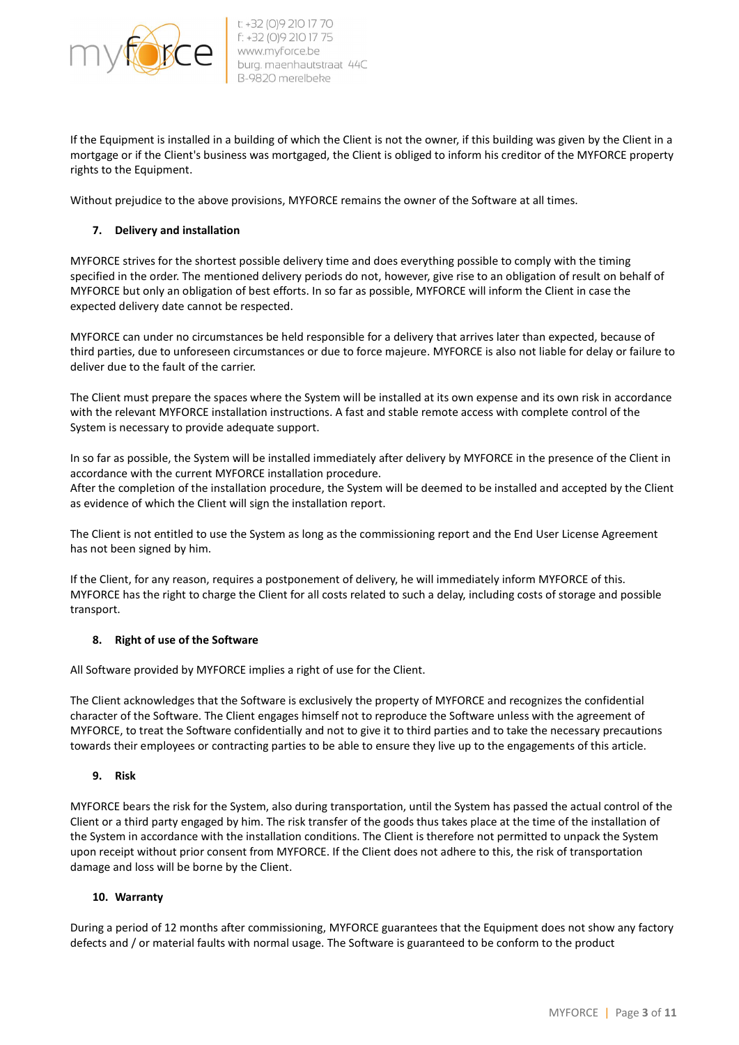If the Equipment is installed in a building of which the Client is not the owner, if this building was given by the Client in a mortgage or if the Client's business was mortgaged, the Client is obliged to inform his creditor of the MYFORCE property rights to the Equipment.

Without prejudice to the above provisions, MYFORCE remains the owner of the Software at all times.

## 7. Delivery and installation

MYFORCE strives for the shortest possible delivery time and does everything possible to comply with the timing specified in the order. The mentioned delivery periods do not, however, give rise to an obligation of result on behalf of MYFORCE but only an obligation of best efforts. In so far as possible, MYFORCE will inform the Client in case the expected delivery date cannot be respected.

MYFORCE can under no circumstances be held responsible for a delivery that arrives later than expected, because of third parties, due to unforeseen circumstances or due to force majeure. MYFORCE is also not liable for delay or failure to deliver due to the fault of the carrier.

The Client must prepare the spaces where the System will be installed at its own expense and its own risk in accordance with the relevant MYFORCE installation instructions. A fast and stable remote access with complete control of the System is necessary to provide adequate support.

In so far as possible, the System will be installed immediately after delivery by MYFORCE in the presence of the Client in accordance with the current MYFORCE installation procedure.
After the completion of the installation procedure, the System will be deemed to be installed and accepted by the Client as evidence of which the Client will sign the installation report.

The Client is not entitled to use the System as long as the commissioning report and the End User License Agreement has not been signed by him.

If the Client, for any reason, requires a postponement of delivery, he will immediately inform MYFORCE of this. MYFORCE has the right to charge the Client for all costs related to such a delay, including costs of storage and possible transport.

## 8. Right of use of the Software

All Software provided by MYFORCE implies a right of use for the Client.

The Client acknowledges that the Software is exclusively the property of MYFORCE and recognizes the confidential character of the Software. The Client engages himself not to reproduce the Software unless with the agreement of MYFORCE, to treat the Software confidentially and not to give it to third parties and to take the necessary precautions towards their employees or contracting parties to be able to ensure they live up to the engagements of this article.

## 9. Risk

MYFORCE bears the risk for the System, also during transportation, until the System has passed the actual control of the Client or a third party engaged by him. The risk transfer of the goods thus takes place at the time of the installation of the System in accordance with the installation conditions. The Client is therefore not permitted to unpack the System upon receipt without prior consent from MYFORCE. If the Client does not adhere to this, the risk of transportation damage and loss will be borne by the Client.

## 10. Warranty

During a period of 12 months after commissioning, MYFORCE guarantees that the Equipment does not show any factory defects and / or material faults with normal usage. The Software is guaranteed to be conform to the product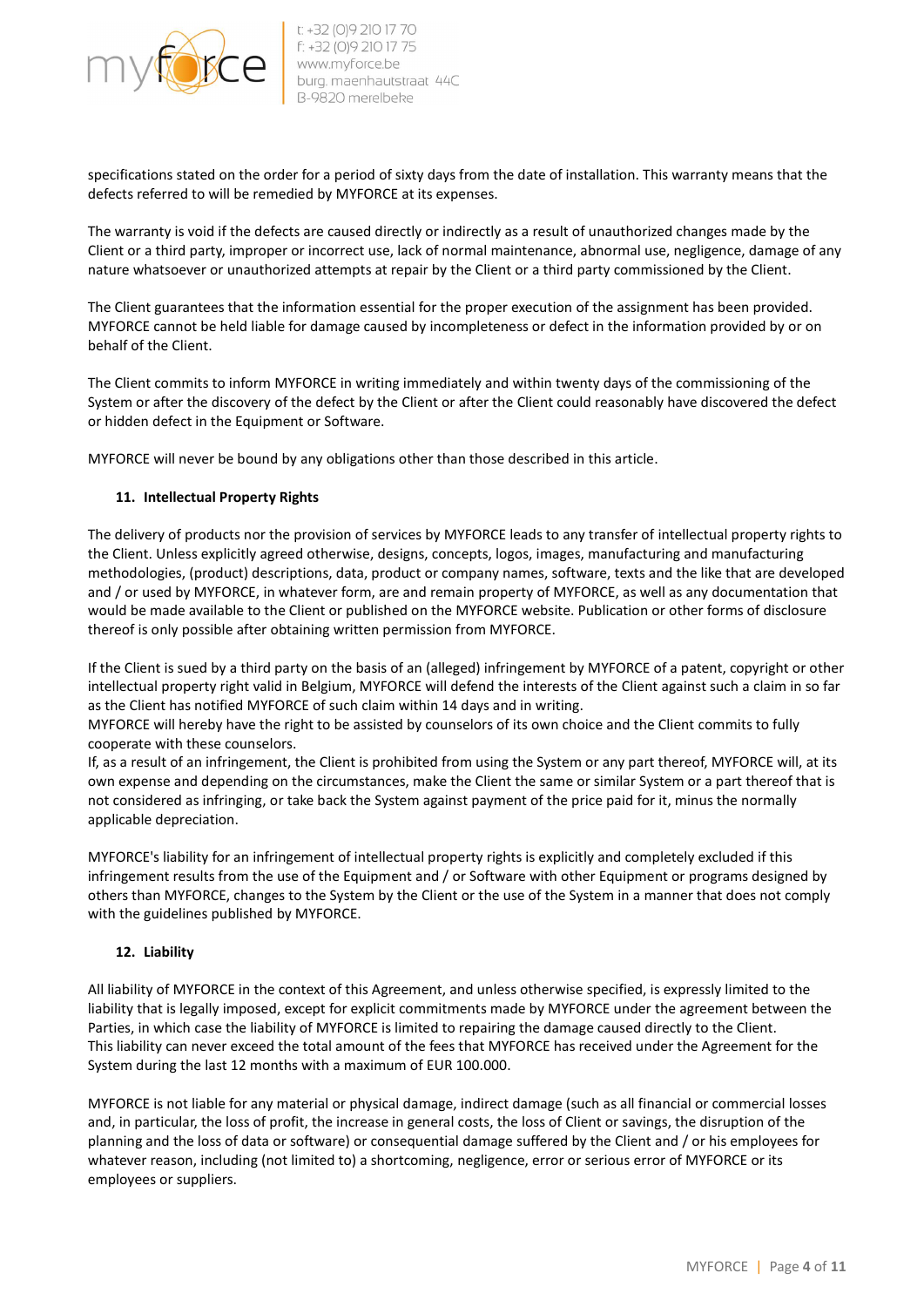specifications stated on the order for a period of sixty days from the date of installation. This warranty means that the defects referred to will be remedied by MYFORCE at its expenses.

The warranty is void if the defects are caused directly or indirectly as a result of unauthorized changes made by the Client or a third party, improper or incorrect use, lack of normal maintenance, abnormal use, negligence, damage of any nature whatsoever or unauthorized attempts at repair by the Client or a third party commissioned by the Client.

The Client guarantees that the information essential for the proper execution of the assignment has been provided. MYFORCE cannot be held liable for damage caused by incompleteness or defect in the information provided by or on behalf of the Client.

The Client commits to inform MYFORCE in writing immediately and within twenty days of the commissioning of the System or after the discovery of the defect by the Client or after the Client could reasonably have discovered the defect or hidden defect in the Equipment or Software.

MYFORCE will never be bound by any obligations other than those described in this article.

## 11. Intellectual Property Rights

The delivery of products nor the provision of services by MYFORCE leads to any transfer of intellectual property rights to the Client. Unless explicitly agreed otherwise, designs, concepts, logos, images, manufacturing and manufacturing methodologies, (product) descriptions, data, product or company names, software, texts and the like that are developed and / or used by MYFORCE, in whatever form, are and remain property of MYFORCE, as well as any documentation that would be made available to the Client or published on the MYFORCE website. Publication or other forms of disclosure thereof is only possible after obtaining written permission from MYFORCE.

If the Client is sued by a third party on the basis of an (alleged) infringement by MYFORCE of a patent, copyright or other intellectual property right valid in Belgium, MYFORCE will defend the interests of the Client against such a claim in so far as the Client has notified MYFORCE of such claim within 14 days and in writing.
MYFORCE will hereby have the right to be assisted by counselors of its own choice and the Client commits to fully cooperate with these counselors.
If, as a result of an infringement, the Client is prohibited from using the System or any part thereof, MYFORCE will, at its own expense and depending on the circumstances, make the Client the same or similar System or a part thereof that is not considered as infringing, or take back the System against payment of the price paid for it, minus the normally applicable depreciation.

MYFORCE's liability for an infringement of intellectual property rights is explicitly and completely excluded if this infringement results from the use of the Equipment and / or Software with other Equipment or programs designed by others than MYFORCE, changes to the System by the Client or the use of the System in a manner that does not comply with the guidelines published by MYFORCE.

## 12. Liability

All liability of MYFORCE in the context of this Agreement, and unless otherwise specified, is expressly limited to the liability that is legally imposed, except for explicit commitments made by MYFORCE under the agreement between the Parties, in which case the liability of MYFORCE is limited to repairing the damage caused directly to the Client.
This liability can never exceed the total amount of the fees that MYFORCE has received under the Agreement for the System during the last 12 months with a maximum of EUR 100.000.

MYFORCE is not liable for any material or physical damage, indirect damage (such as all financial or commercial losses and, in particular, the loss of profit, the increase in general costs, the loss of Client or savings, the disruption of the planning and the loss of data or software) or consequential damage suffered by the Client and / or his employees for whatever reason, including (not limited to) a shortcoming, negligence, error or serious error of MYFORCE or its employees or suppliers.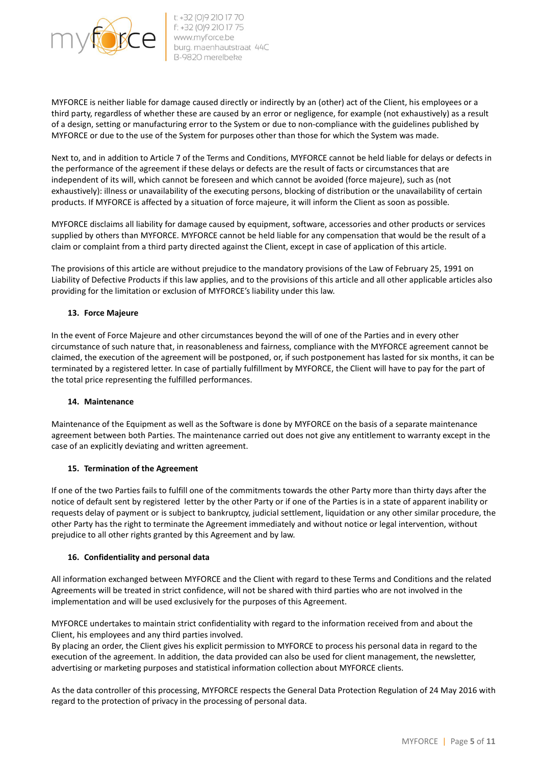MYFORCE is neither liable for damage caused directly or indirectly by an (other) act of the Client, his employees or a third party, regardless of whether these are caused by an error or negligence, for example (not exhaustively) as a result of a design, setting or manufacturing error to the System or due to non-compliance with the guidelines published by MYFORCE or due to the use of the System for purposes other than those for which the System was made.

Next to, and in addition to Article 7 of the Terms and Conditions, MYFORCE cannot be held liable for delays or defects in the performance of the agreement if these delays or defects are the result of facts or circumstances that are independent of its will, which cannot be foreseen and which cannot be avoided (force majeure), such as (not exhaustively): illness or unavailability of the executing persons, blocking of distribution or the unavailability of certain products. If MYFORCE is affected by a situation of force majeure, it will inform the Client as soon as possible.

MYFORCE disclaims all liability for damage caused by equipment, software, accessories and other products or services supplied by others than MYFORCE. MYFORCE cannot be held liable for any compensation that would be the result of a claim or complaint from a third party directed against the Client, except in case of application of this article.

The provisions of this article are without prejudice to the mandatory provisions of the Law of February 25, 1991 on Liability of Defective Products if this law applies, and to the provisions of this article and all other applicable articles also providing for the limitation or exclusion of MYFORCE's liability under this law.

## 13. Force Majeure

In the event of Force Majeure and other circumstances beyond the will of one of the Parties and in every other circumstance of such nature that, in reasonableness and fairness, compliance with the MYFORCE agreement cannot be claimed, the execution of the agreement will be postponed, or, if such postponement has lasted for six months, it can be terminated by a registered letter. In case of partially fulfillment by MYFORCE, the Client will have to pay for the part of the total price representing the fulfilled performances.

## 14. Maintenance

Maintenance of the Equipment as well as the Software is done by MYFORCE on the basis of a separate maintenance agreement between both Parties. The maintenance carried out does not give any entitlement to warranty except in the case of an explicitly deviating and written agreement.

## 15. Termination of the Agreement

If one of the two Parties fails to fulfill one of the commitments towards the other Party more than thirty days after the notice of default sent by registered letter by the other Party or if one of the Parties is in a state of apparent inability or requests delay of payment or is subject to bankruptcy, judicial settlement, liquidation or any other similar procedure, the other Party has the right to terminate the Agreement immediately and without notice or legal intervention, without prejudice to all other rights granted by this Agreement and by law.

## 16. Confidentiality and personal data

All information exchanged between MYFORCE and the Client with regard to these Terms and Conditions and the related Agreements will be treated in strict confidence, will not be shared with third parties who are not involved in the implementation and will be used exclusively for the purposes of this Agreement.

MYFORCE undertakes to maintain strict confidentiality with regard to the information received from and about the Client, his employees and any third parties involved.
By placing an order, the Client gives his explicit permission to MYFORCE to process his personal data in regard to the execution of the agreement. In addition, the data provided can also be used for client management, the newsletter, advertising or marketing purposes and statistical information collection about MYFORCE clients.

As the data controller of this processing, MYFORCE respects the General Data Protection Regulation of 24 May 2016 with regard to the protection of privacy in the processing of personal data.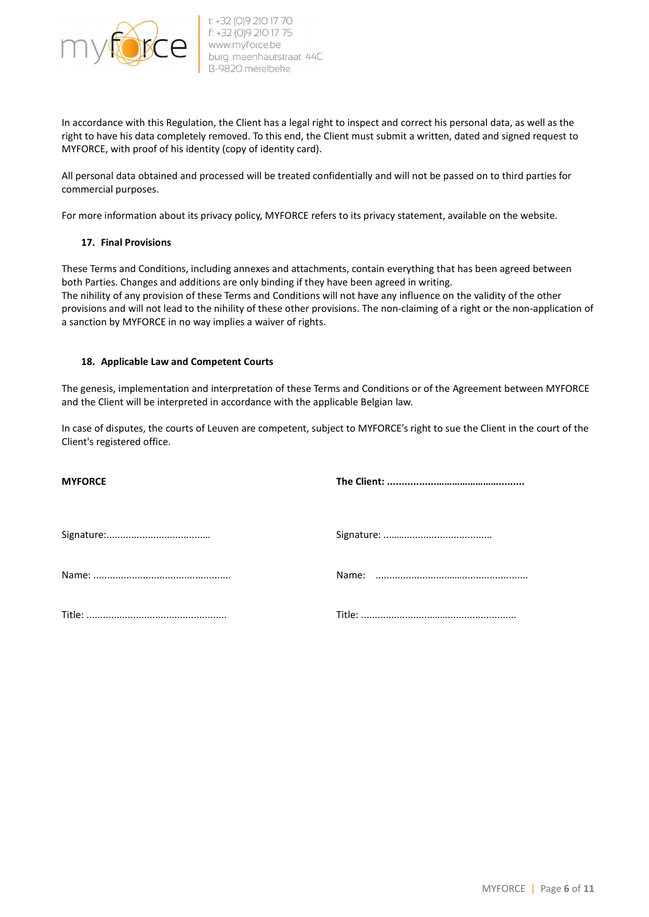In accordance with this Regulation, the Client has a legal right to inspect and correct his personal data, as well as the right to have his data completely removed. To this end, the Client must submit a written, dated and signed request to MYFORCE, with proof of his identity (copy of identity card).

All personal data obtained and processed will be treated confidentially and will not be passed on to third parties for commercial purposes.

For more information about its privacy policy, MYFORCE refers to its privacy statement, available on the website.

### 17. Final Provisions

These Terms and Conditions, including annexes and attachments, contain everything that has been agreed between both Parties. Changes and additions are only binding if they have been agreed in writing.
The nihility of any provision of these Terms and Conditions will not have any influence on the validity of the other provisions and will not lead to the nihility of these other provisions. The non-claiming of a right or the non-application of a sanction by MYFORCE in no way implies a waiver of rights.

### 18. Applicable Law and Competent Courts

The genesis, implementation and interpretation of these Terms and Conditions or of the Agreement between MYFORCE and the Client will be interpreted in accordance with the applicable Belgian law.

In case of disputes, the courts of Leuven are competent, subject to MYFORCE's right to sue the Client in the court of the Client's registered office.

| **MYFORCE** | **The Client: ...............................................** |
|---|---|
| Signature:...................................... | Signature: ....................................... |
| Name: ................................................. | Name: ....................................................... |
| Title: .................................................. | Title: ........................................................ |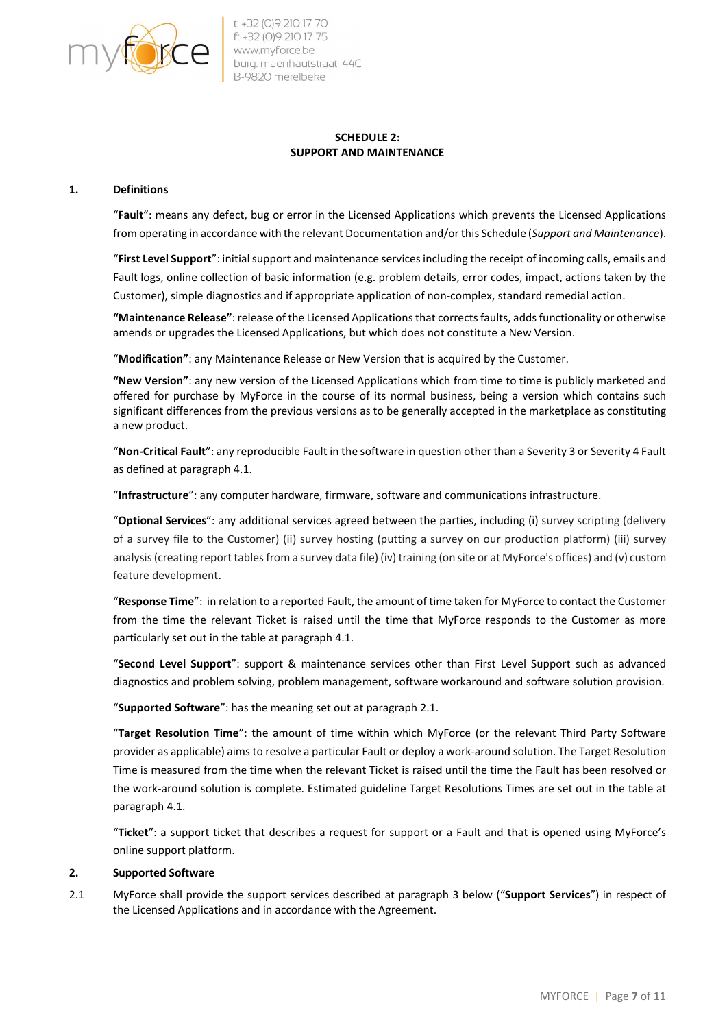**SCHEDULE 2:**
**SUPPORT AND MAINTENANCE**

## 1. Definitions

"**Fault**": means any defect, bug or error in the Licensed Applications which prevents the Licensed Applications from operating in accordance with the relevant Documentation and/or this Schedule (*Support and Maintenance*).

"**First Level Support**": initial support and maintenance services including the receipt of incoming calls, emails and Fault logs, online collection of basic information (e.g. problem details, error codes, impact, actions taken by the Customer), simple diagnostics and if appropriate application of non-complex, standard remedial action.

**"Maintenance Release"**: release of the Licensed Applications that corrects faults, adds functionality or otherwise amends or upgrades the Licensed Applications, but which does not constitute a New Version.

"**Modification"**: any Maintenance Release or New Version that is acquired by the Customer.

**"New Version"**: any new version of the Licensed Applications which from time to time is publicly marketed and offered for purchase by MyForce in the course of its normal business, being a version which contains such significant differences from the previous versions as to be generally accepted in the marketplace as constituting a new product.

"**Non-Critical Fault**": any reproducible Fault in the software in question other than a Severity 3 or Severity 4 Fault as defined at paragraph 4.1.

"**Infrastructure**": any computer hardware, firmware, software and communications infrastructure.

"**Optional Services**": any additional services agreed between the parties, including (i) survey scripting (delivery of a survey file to the Customer) (ii) survey hosting (putting a survey on our production platform) (iii) survey analysis (creating report tables from a survey data file) (iv) training (on site or at MyForce's offices) and (v) custom feature development.

"**Response Time**": in relation to a reported Fault, the amount of time taken for MyForce to contact the Customer from the time the relevant Ticket is raised until the time that MyForce responds to the Customer as more particularly set out in the table at paragraph 4.1.

"**Second Level Support**": support & maintenance services other than First Level Support such as advanced diagnostics and problem solving, problem management, software workaround and software solution provision.

"**Supported Software**": has the meaning set out at paragraph 2.1.

"**Target Resolution Time**": the amount of time within which MyForce (or the relevant Third Party Software provider as applicable) aims to resolve a particular Fault or deploy a work-around solution. The Target Resolution Time is measured from the time when the relevant Ticket is raised until the time the Fault has been resolved or the work-around solution is complete. Estimated guideline Target Resolutions Times are set out in the table at paragraph 4.1.

"**Ticket**": a support ticket that describes a request for support or a Fault and that is opened using MyForce's online support platform.

## 2. Supported Software

2.1 MyForce shall provide the support services described at paragraph 3 below ("**Support Services**") in respect of the Licensed Applications and in accordance with the Agreement.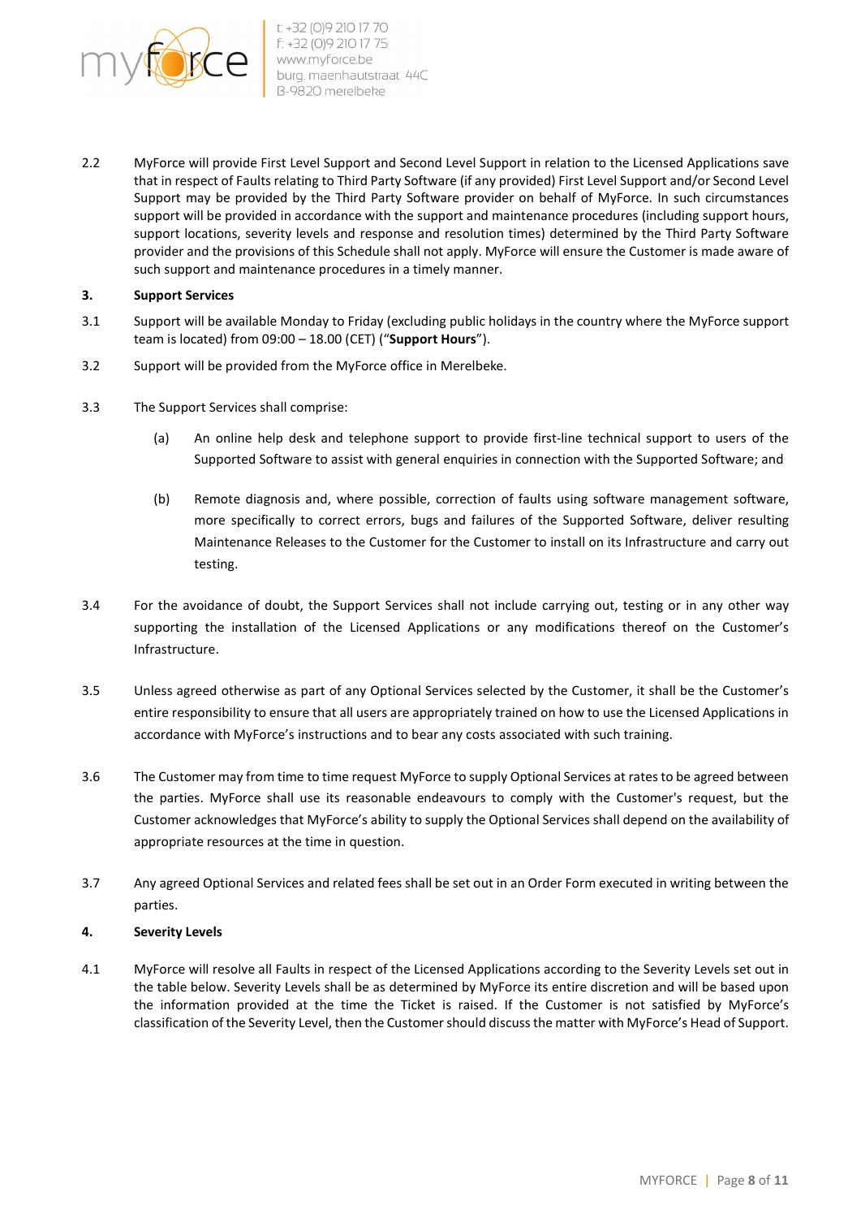2.2 MyForce will provide First Level Support and Second Level Support in relation to the Licensed Applications save that in respect of Faults relating to Third Party Software (if any provided) First Level Support and/or Second Level Support may be provided by the Third Party Software provider on behalf of MyForce. In such circumstances support will be provided in accordance with the support and maintenance procedures (including support hours, support locations, severity levels and response and resolution times) determined by the Third Party Software provider and the provisions of this Schedule shall not apply. MyForce will ensure the Customer is made aware of such support and maintenance procedures in a timely manner.

**3. Support Services**

3.1 Support will be available Monday to Friday (excluding public holidays in the country where the MyForce support team is located) from 09:00 – 18.00 (CET) ("**Support Hours**").

3.2 Support will be provided from the MyForce office in Merelbeke.

3.3 The Support Services shall comprise:

(a) An online help desk and telephone support to provide first-line technical support to users of the Supported Software to assist with general enquiries in connection with the Supported Software; and

(b) Remote diagnosis and, where possible, correction of faults using software management software, more specifically to correct errors, bugs and failures of the Supported Software, deliver resulting Maintenance Releases to the Customer for the Customer to install on its Infrastructure and carry out testing.

3.4 For the avoidance of doubt, the Support Services shall not include carrying out, testing or in any other way supporting the installation of the Licensed Applications or any modifications thereof on the Customer's Infrastructure.

3.5 Unless agreed otherwise as part of any Optional Services selected by the Customer, it shall be the Customer's entire responsibility to ensure that all users are appropriately trained on how to use the Licensed Applications in accordance with MyForce's instructions and to bear any costs associated with such training.

3.6 The Customer may from time to time request MyForce to supply Optional Services at rates to be agreed between the parties. MyForce shall use its reasonable endeavours to comply with the Customer's request, but the Customer acknowledges that MyForce's ability to supply the Optional Services shall depend on the availability of appropriate resources at the time in question.

3.7 Any agreed Optional Services and related fees shall be set out in an Order Form executed in writing between the parties.

**4. Severity Levels**

4.1 MyForce will resolve all Faults in respect of the Licensed Applications according to the Severity Levels set out in the table below. Severity Levels shall be as determined by MyForce its entire discretion and will be based upon the information provided at the time the Ticket is raised. If the Customer is not satisfied by MyForce's classification of the Severity Level, then the Customer should discuss the matter with MyForce's Head of Support.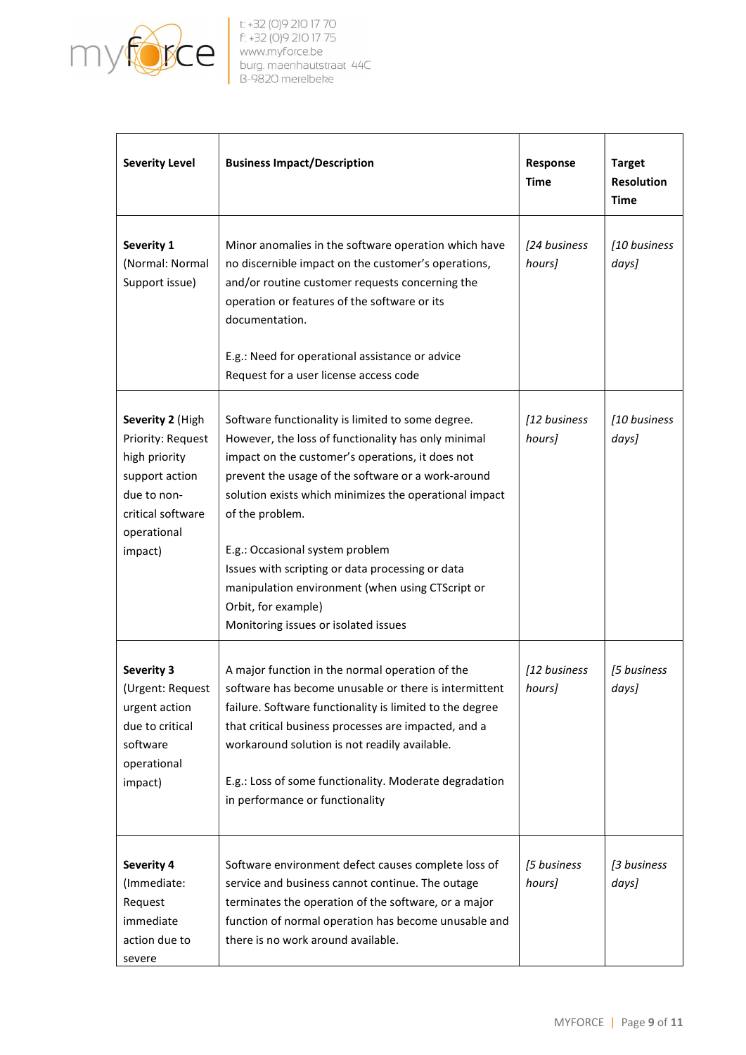| Severity Level | Business Impact/Description | Response Time | Target Resolution Time |
|---|---|---|---|
| **Severity 1** (Normal: Normal Support issue) | Minor anomalies in the software operation which have no discernible impact on the customer's operations, and/or routine customer requests concerning the operation or features of the software or its documentation.<br><br>E.g.: Need for operational assistance or advice<br>Request for a user license access code | *[24 business hours]* | *[10 business days]* |
| **Severity 2** (High Priority: Request high priority support action due to non-critical software operational impact) | Software functionality is limited to some degree. However, the loss of functionality has only minimal impact on the customer's operations, it does not prevent the usage of the software or a work-around solution exists which minimizes the operational impact of the problem.<br><br>E.g.: Occasional system problem<br>Issues with scripting or data processing or data manipulation environment (when using CTScript or Orbit, for example)<br>Monitoring issues or isolated issues | *[12 business hours]* | *[10 business days]* |
| **Severity 3** (Urgent: Request urgent action due to critical software operational impact) | A major function in the normal operation of the software has become unusable or there is intermittent failure. Software functionality is limited to the degree that critical business processes are impacted, and a workaround solution is not readily available.<br><br>E.g.: Loss of some functionality. Moderate degradation in performance or functionality | *[12 business hours]* | *[5 business days]* |
| **Severity 4** (Immediate: Request immediate action due to severe | Software environment defect causes complete loss of service and business cannot continue. The outage terminates the operation of the software, or a major function of normal operation has become unusable and there is no work around available. | *[5 business hours]* | *[3 business days]* |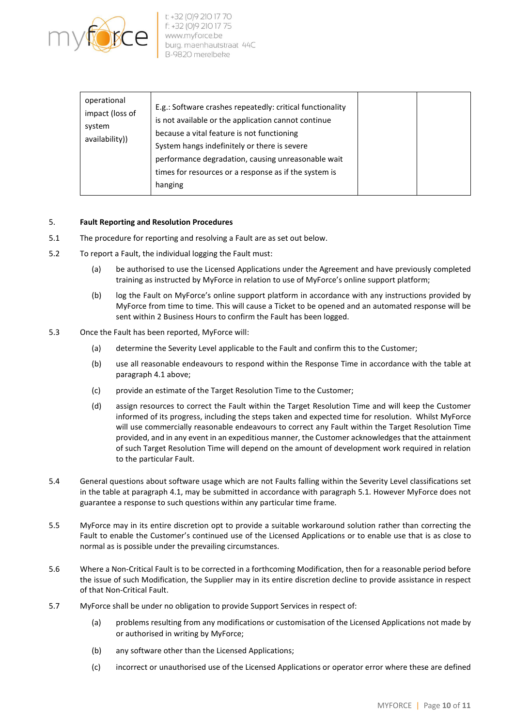| operational impact (loss of system availability)) | E.g.: Software crashes repeatedly: critical functionality is not available or the application cannot continue because a vital feature is not functioning<br>System hangs indefinitely or there is severe performance degradation, causing unreasonable wait times for resources or a response as if the system is hanging | | |
|---|---|---|---|

5. **Fault Reporting and Resolution Procedures**

5.1 The procedure for reporting and resolving a Fault are as set out below.

5.2 To report a Fault, the individual logging the Fault must:

(a) be authorised to use the Licensed Applications under the Agreement and have previously completed training as instructed by MyForce in relation to use of MyForce's online support platform;

(b) log the Fault on MyForce's online support platform in accordance with any instructions provided by MyForce from time to time. This will cause a Ticket to be opened and an automated response will be sent within 2 Business Hours to confirm the Fault has been logged.

5.3 Once the Fault has been reported, MyForce will:

(a) determine the Severity Level applicable to the Fault and confirm this to the Customer;

(b) use all reasonable endeavours to respond within the Response Time in accordance with the table at paragraph 4.1 above;

(c) provide an estimate of the Target Resolution Time to the Customer;

(d) assign resources to correct the Fault within the Target Resolution Time and will keep the Customer informed of its progress, including the steps taken and expected time for resolution. Whilst MyForce will use commercially reasonable endeavours to correct any Fault within the Target Resolution Time provided, and in any event in an expeditious manner, the Customer acknowledges that the attainment of such Target Resolution Time will depend on the amount of development work required in relation to the particular Fault.

5.4 General questions about software usage which are not Faults falling within the Severity Level classifications set in the table at paragraph 4.1, may be submitted in accordance with paragraph 5.1. However MyForce does not guarantee a response to such questions within any particular time frame.

5.5 MyForce may in its entire discretion opt to provide a suitable workaround solution rather than correcting the Fault to enable the Customer's continued use of the Licensed Applications or to enable use that is as close to normal as is possible under the prevailing circumstances.

5.6 Where a Non-Critical Fault is to be corrected in a forthcoming Modification, then for a reasonable period before the issue of such Modification, the Supplier may in its entire discretion decline to provide assistance in respect of that Non-Critical Fault.

5.7 MyForce shall be under no obligation to provide Support Services in respect of:

(a) problems resulting from any modifications or customisation of the Licensed Applications not made by or authorised in writing by MyForce;

(b) any software other than the Licensed Applications;

(c) incorrect or unauthorised use of the Licensed Applications or operator error where these are defined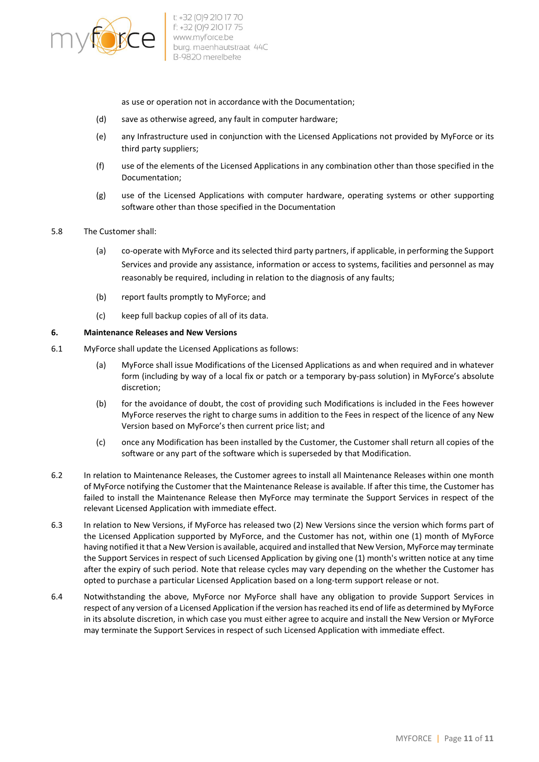as use or operation not in accordance with the Documentation;

(d) save as otherwise agreed, any fault in computer hardware;

(e) any Infrastructure used in conjunction with the Licensed Applications not provided by MyForce or its third party suppliers;

(f) use of the elements of the Licensed Applications in any combination other than those specified in the Documentation;

(g) use of the Licensed Applications with computer hardware, operating systems or other supporting software other than those specified in the Documentation

5.8 The Customer shall:

(a) co-operate with MyForce and its selected third party partners, if applicable, in performing the Support Services and provide any assistance, information or access to systems, facilities and personnel as may reasonably be required, including in relation to the diagnosis of any faults;

(b) report faults promptly to MyForce; and

(c) keep full backup copies of all of its data.

**6. Maintenance Releases and New Versions**

6.1 MyForce shall update the Licensed Applications as follows:

(a) MyForce shall issue Modifications of the Licensed Applications as and when required and in whatever form (including by way of a local fix or patch or a temporary by-pass solution) in MyForce's absolute discretion;

(b) for the avoidance of doubt, the cost of providing such Modifications is included in the Fees however MyForce reserves the right to charge sums in addition to the Fees in respect of the licence of any New Version based on MyForce's then current price list; and

(c) once any Modification has been installed by the Customer, the Customer shall return all copies of the software or any part of the software which is superseded by that Modification.

6.2 In relation to Maintenance Releases, the Customer agrees to install all Maintenance Releases within one month of MyForce notifying the Customer that the Maintenance Release is available. If after this time, the Customer has failed to install the Maintenance Release then MyForce may terminate the Support Services in respect of the relevant Licensed Application with immediate effect.

6.3 In relation to New Versions, if MyForce has released two (2) New Versions since the version which forms part of the Licensed Application supported by MyForce, and the Customer has not, within one (1) month of MyForce having notified it that a New Version is available, acquired and installed that New Version, MyForce may terminate the Support Services in respect of such Licensed Application by giving one (1) month's written notice at any time after the expiry of such period. Note that release cycles may vary depending on the whether the Customer has opted to purchase a particular Licensed Application based on a long-term support release or not.

6.4 Notwithstanding the above, MyForce nor MyForce shall have any obligation to provide Support Services in respect of any version of a Licensed Application if the version has reached its end of life as determined by MyForce in its absolute discretion, in which case you must either agree to acquire and install the New Version or MyForce may terminate the Support Services in respect of such Licensed Application with immediate effect.